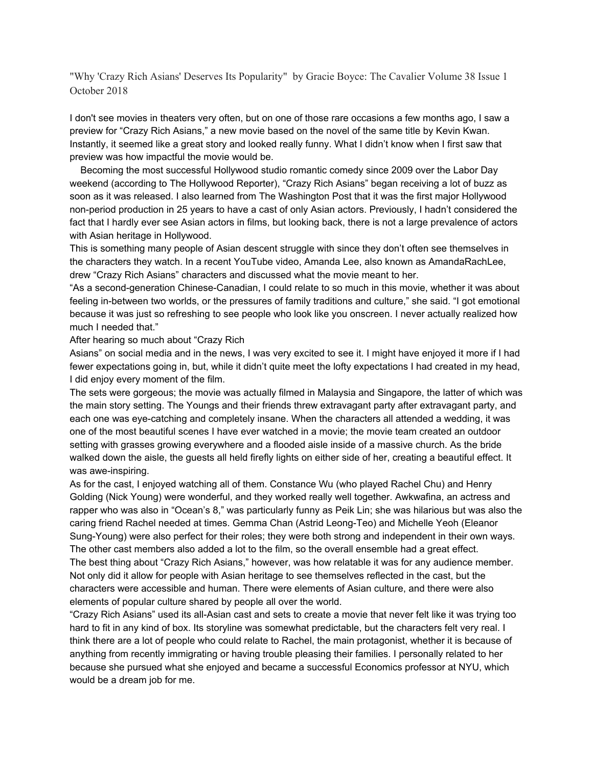"Why 'Crazy Rich Asians' Deserves Its Popularity" by Gracie Boyce: The Cavalier Volume 38 Issue 1 October 2018

I don't see movies in theaters very often, but on one of those rare occasions a few months ago, I saw a preview for "Crazy Rich Asians," a new movie based on the novel of the same title by Kevin Kwan. Instantly, it seemed like a great story and looked really funny. What I didn't know when I first saw that preview was how impactful the movie would be.

Becoming the most successful Hollywood studio romantic comedy since 2009 over the Labor Day weekend (according to The Hollywood Reporter), "Crazy Rich Asians" began receiving a lot of buzz as soon as it was released. I also learned from The Washington Post that it was the first major Hollywood non-period production in 25 years to have a cast of only Asian actors. Previously, I hadn't considered the fact that I hardly ever see Asian actors in films, but looking back, there is not a large prevalence of actors with Asian heritage in Hollywood.

This is something many people of Asian descent struggle with since they don't often see themselves in the characters they watch. In a recent YouTube video, Amanda Lee, also known as AmandaRachLee, drew "Crazy Rich Asians" characters and discussed what the movie meant to her.

"As a second-generation Chinese-Canadian, I could relate to so much in this movie, whether it was about feeling in-between two worlds, or the pressures of family traditions and culture," she said. "I got emotional because it was just so refreshing to see people who look like you onscreen. I never actually realized how much I needed that."

After hearing so much about "Crazy Rich Asians" on social media and in the news, I was very excited to see it. I might have enjoyed it more if I had fewer expectations going in, but, while it didn't quite meet the lofty expectations I had created in my head, I did enjoy every moment of the film.

The sets were gorgeous; the movie was actually filmed in Malaysia and Singapore, the latter of which was the main story setting. The Youngs and their friends threw extravagant party after extravagant party, and each one was eye-catching and completely insane. When the characters all attended a wedding, it was one of the most beautiful scenes I have ever watched in a movie; the movie team created an outdoor setting with grasses growing everywhere and a flooded aisle inside of a massive church. As the bride walked down the aisle, the guests all held firefly lights on either side of her, creating a beautiful effect. It was awe-inspiring.

As for the cast, I enjoyed watching all of them. Constance Wu (who played Rachel Chu) and Henry Golding (Nick Young) were wonderful, and they worked really well together. Awkwafina, an actress and rapper who was also in "Ocean's 8," was particularly funny as Peik Lin; she was hilarious but was also the caring friend Rachel needed at times. Gemma Chan (Astrid Leong-Teo) and Michelle Yeoh (Eleanor Sung-Young) were also perfect for their roles; they were both strong and independent in their own ways. The other cast members also added a lot to the film, so the overall ensemble had a great effect.

The best thing about "Crazy Rich Asians," however, was how relatable it was for any audience member. Not only did it allow for people with Asian heritage to see themselves reflected in the cast, but the characters were accessible and human. There were elements of Asian culture, and there were also elements of popular culture shared by people all over the world.

"Crazy Rich Asians" used its all-Asian cast and sets to create a movie that never felt like it was trying too hard to fit in any kind of box. Its storyline was somewhat predictable, but the characters felt very real. I think there are a lot of people who could relate to Rachel, the main protagonist, whether it is because of anything from recently immigrating or having trouble pleasing their families. I personally related to her because she pursued what she enjoyed and became a successful Economics professor at NYU, which would be a dream job for me.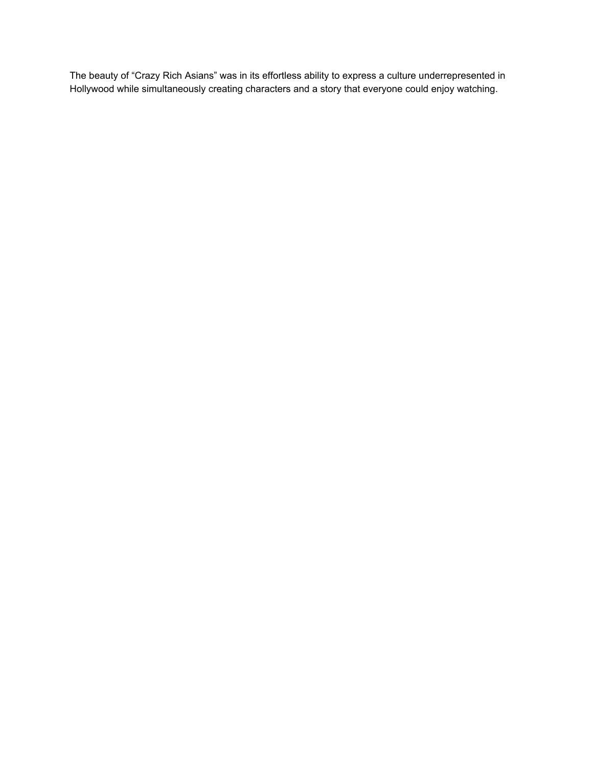The beauty of “Crazy Rich Asians” was in its effortless ability to express a culture underrepresented in Hollywood while simultaneously creating characters and a story that everyone could enjoy watching.